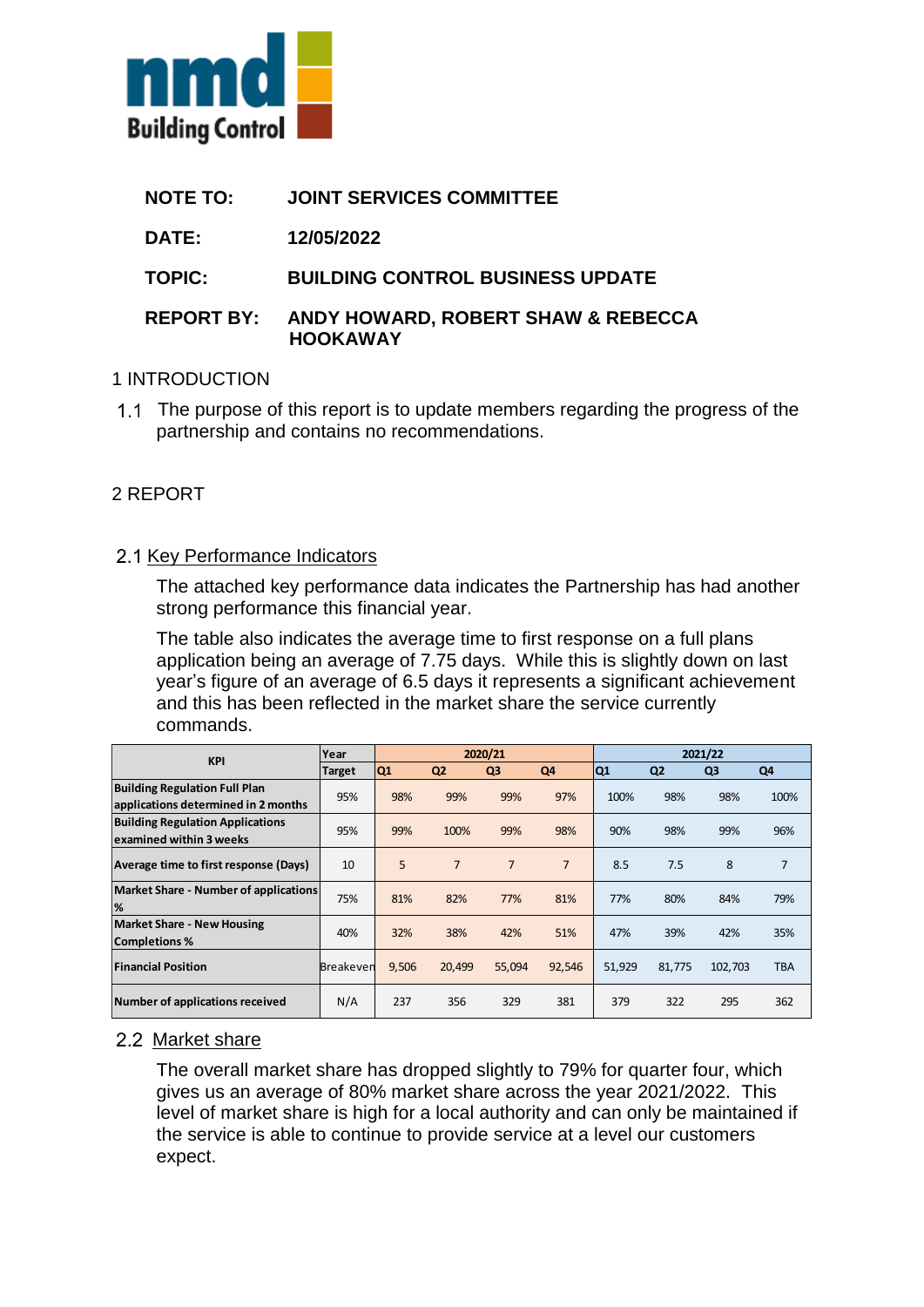nmd Building Control

**NOTE TO:** JOINT SERVICES COMMITTEE

**DATE:** 12/05/2022

**TOPIC:** BUILDING CONTROL BUSINESS UPDATE

**REPORT BY:** ANDY HOWARD, ROBERT SHAW & REBECCA HOOKAWAY

## 1 INTRODUCTION

1.1 The purpose of this report is to update members regarding the progress of the partnership and contains no recommendations.

## 2 REPORT

### 2.1 Key Performance Indicators

The attached key performance data indicates the Partnership has had another strong performance this financial year.

The table also indicates the average time to first response on a full plans application being an average of 7.75 days. While this is slightly down on last year's figure of an average of 6.5 days it represents a significant achievement and this has been reflected in the market share the service currently commands.

| KPI | Year | 2020/21 | | | | 2021/22 | | | |
|---|---|---|---|---|---|---|---|---|---|
| | Target | Q1 | Q2 | Q3 | Q4 | Q1 | Q2 | Q3 | Q4 |
| Building Regulation Full Plan applications determined in 2 months | 95% | 98% | 99% | 99% | 97% | 100% | 98% | 98% | 100% |
| Building Regulation Applications examined within 3 weeks | 95% | 99% | 100% | 99% | 98% | 90% | 98% | 99% | 96% |
| Average time to first response (Days) | 10 | 5 | 7 | 7 | 7 | 8.5 | 7.5 | 8 | 7 |
| Market Share - Number of applications % | 75% | 81% | 82% | 77% | 81% | 77% | 80% | 84% | 79% |
| Market Share - New Housing Completions % | 40% | 32% | 38% | 42% | 51% | 47% | 39% | 42% | 35% |
| Financial Position | Breakeven | 9,506 | 20,499 | 55,094 | 92,546 | 51,929 | 81,775 | 102,703 | TBA |
| Number of applications received | N/A | 237 | 356 | 329 | 381 | 379 | 322 | 295 | 362 |

### 2.2 Market share

The overall market share has dropped slightly to 79% for quarter four, which gives us an average of 80% market share across the year 2021/2022. This level of market share is high for a local authority and can only be maintained if the service is able to continue to provide service at a level our customers expect.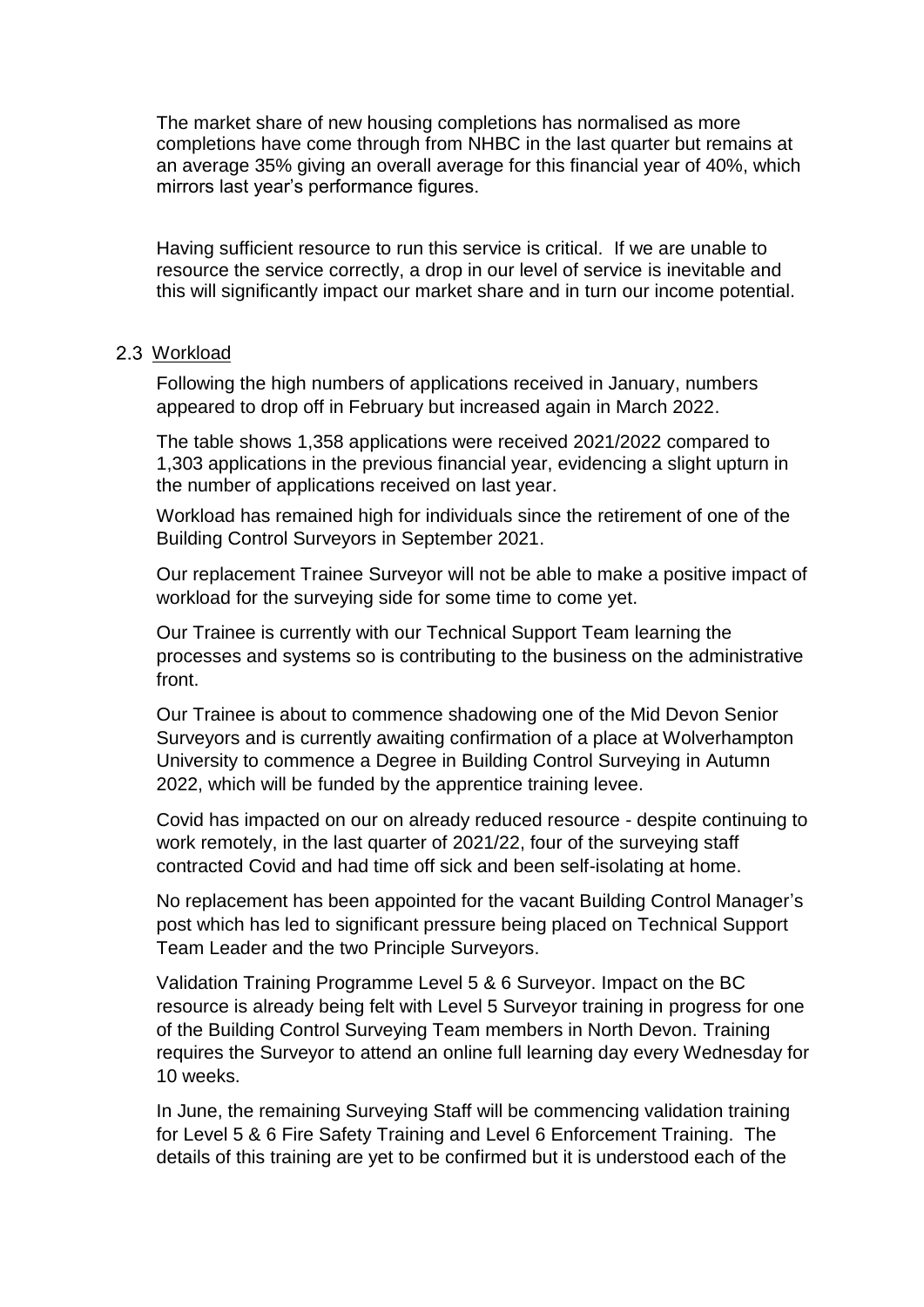The market share of new housing completions has normalised as more completions have come through from NHBC in the last quarter but remains at an average 35% giving an overall average for this financial year of 40%, which mirrors last year's performance figures.

Having sufficient resource to run this service is critical. If we are unable to resource the service correctly, a drop in our level of service is inevitable and this will significantly impact our market share and in turn our income potential.

### 2.3 Workload

Following the high numbers of applications received in January, numbers appeared to drop off in February but increased again in March 2022.

The table shows 1,358 applications were received 2021/2022 compared to 1,303 applications in the previous financial year, evidencing a slight upturn in the number of applications received on last year.

Workload has remained high for individuals since the retirement of one of the Building Control Surveyors in September 2021.

Our replacement Trainee Surveyor will not be able to make a positive impact of workload for the surveying side for some time to come yet.

Our Trainee is currently with our Technical Support Team learning the processes and systems so is contributing to the business on the administrative front.

Our Trainee is about to commence shadowing one of the Mid Devon Senior Surveyors and is currently awaiting confirmation of a place at Wolverhampton University to commence a Degree in Building Control Surveying in Autumn 2022, which will be funded by the apprentice training levee.

Covid has impacted on our on already reduced resource - despite continuing to work remotely, in the last quarter of 2021/22, four of the surveying staff contracted Covid and had time off sick and been self-isolating at home.

No replacement has been appointed for the vacant Building Control Manager's post which has led to significant pressure being placed on Technical Support Team Leader and the two Principle Surveyors.

Validation Training Programme Level 5 & 6 Surveyor. Impact on the BC resource is already being felt with Level 5 Surveyor training in progress for one of the Building Control Surveying Team members in North Devon. Training requires the Surveyor to attend an online full learning day every Wednesday for 10 weeks.

In June, the remaining Surveying Staff will be commencing validation training for Level 5 & 6 Fire Safety Training and Level 6 Enforcement Training. The details of this training are yet to be confirmed but it is understood each of the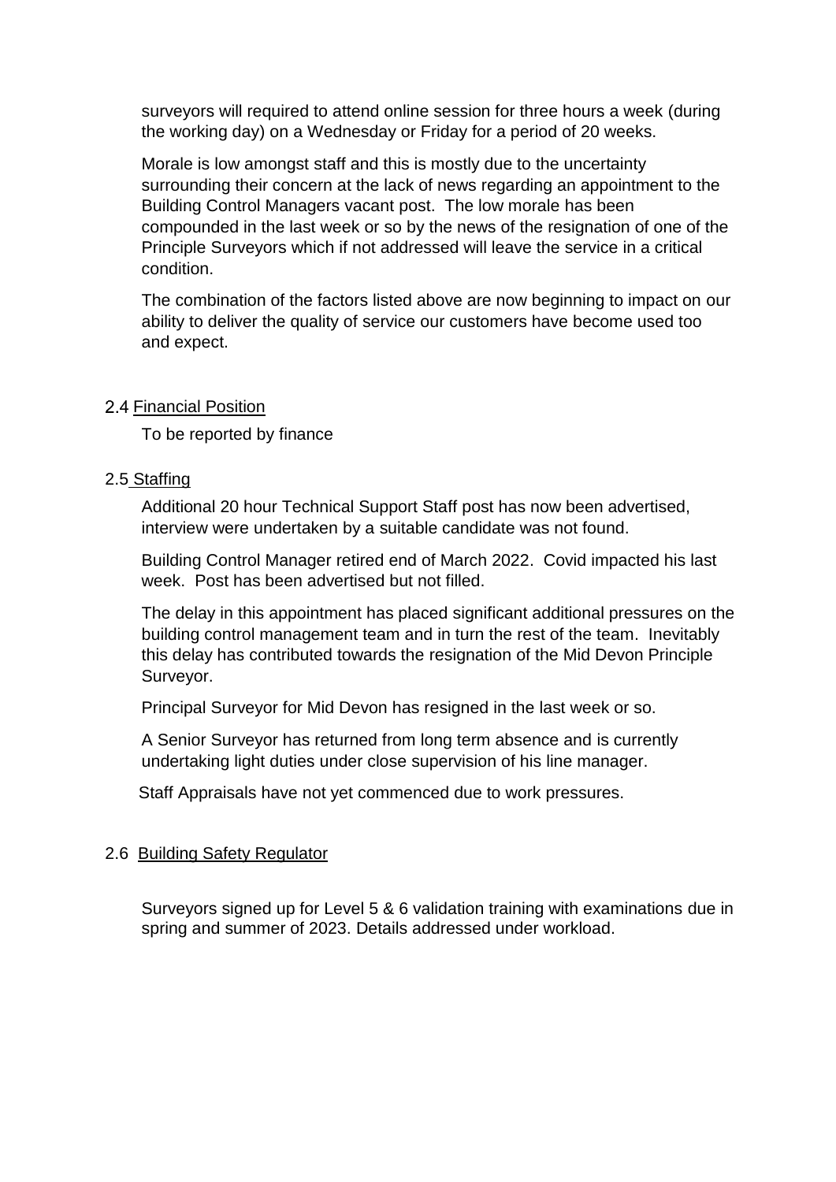surveyors will required to attend online session for three hours a week (during the working day) on a Wednesday or Friday for a period of 20 weeks.

Morale is low amongst staff and this is mostly due to the uncertainty surrounding their concern at the lack of news regarding an appointment to the Building Control Managers vacant post. The low morale has been compounded in the last week or so by the news of the resignation of one of the Principle Surveyors which if not addressed will leave the service in a critical condition.

The combination of the factors listed above are now beginning to impact on our ability to deliver the quality of service our customers have become used too and expect.

2.4 Financial Position

To be reported by finance

2.5 Staffing

Additional 20 hour Technical Support Staff post has now been advertised, interview were undertaken by a suitable candidate was not found.

Building Control Manager retired end of March 2022. Covid impacted his last week. Post has been advertised but not filled.

The delay in this appointment has placed significant additional pressures on the building control management team and in turn the rest of the team. Inevitably this delay has contributed towards the resignation of the Mid Devon Principle Surveyor.

Principal Surveyor for Mid Devon has resigned in the last week or so.

A Senior Surveyor has returned from long term absence and is currently undertaking light duties under close supervision of his line manager.

Staff Appraisals have not yet commenced due to work pressures.

2.6 Building Safety Regulator

Surveyors signed up for Level 5 & 6 validation training with examinations due in spring and summer of 2023. Details addressed under workload.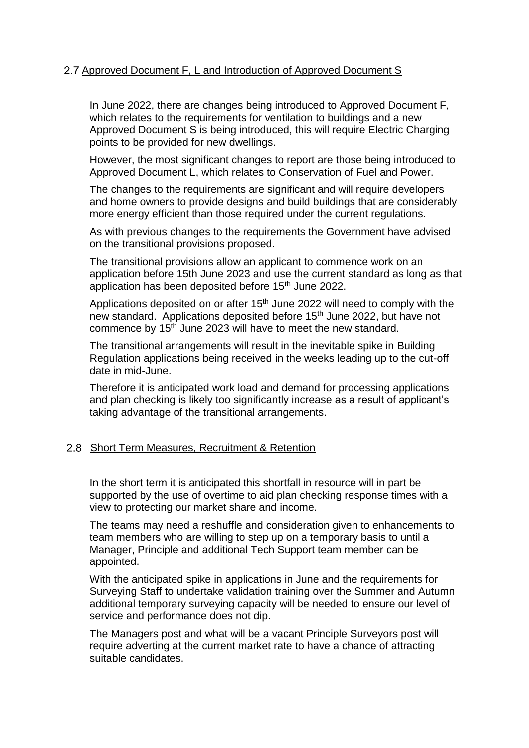## 2.7 Approved Document F, L and Introduction of Approved Document S

In June 2022, there are changes being introduced to Approved Document F, which relates to the requirements for ventilation to buildings and a new Approved Document S is being introduced, this will require Electric Charging points to be provided for new dwellings.

However, the most significant changes to report are those being introduced to Approved Document L, which relates to Conservation of Fuel and Power.

The changes to the requirements are significant and will require developers and home owners to provide designs and build buildings that are considerably more energy efficient than those required under the current regulations.

As with previous changes to the requirements the Government have advised on the transitional provisions proposed.

The transitional provisions allow an applicant to commence work on an application before 15th June 2023 and use the current standard as long as that application has been deposited before 15th June 2022.

Applications deposited on or after 15th June 2022 will need to comply with the new standard. Applications deposited before 15th June 2022, but have not commence by 15th June 2023 will have to meet the new standard.

The transitional arrangements will result in the inevitable spike in Building Regulation applications being received in the weeks leading up to the cut-off date in mid-June.

Therefore it is anticipated work load and demand for processing applications and plan checking is likely too significantly increase as a result of applicant's taking advantage of the transitional arrangements.

## 2.8 Short Term Measures, Recruitment & Retention

In the short term it is anticipated this shortfall in resource will in part be supported by the use of overtime to aid plan checking response times with a view to protecting our market share and income.

The teams may need a reshuffle and consideration given to enhancements to team members who are willing to step up on a temporary basis to until a Manager, Principle and additional Tech Support team member can be appointed.

With the anticipated spike in applications in June and the requirements for Surveying Staff to undertake validation training over the Summer and Autumn additional temporary surveying capacity will be needed to ensure our level of service and performance does not dip.

The Managers post and what will be a vacant Principle Surveyors post will require adverting at the current market rate to have a chance of attracting suitable candidates.